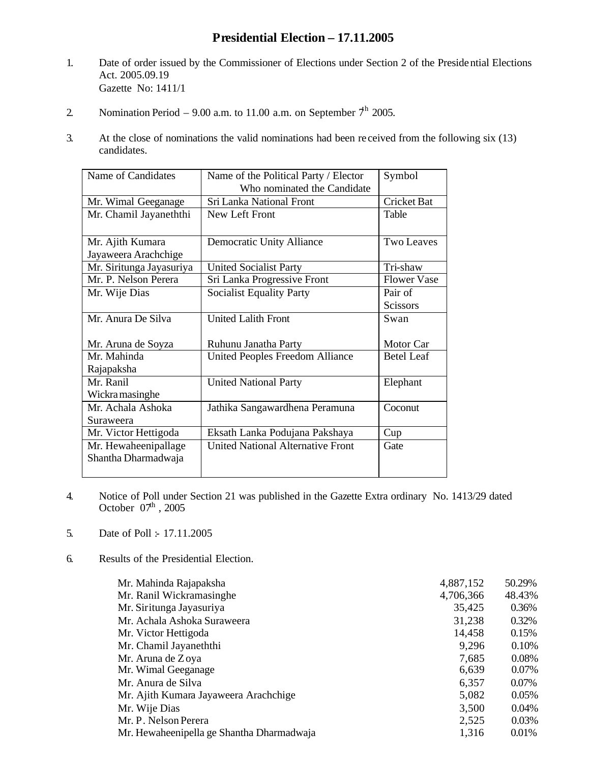# Presidential Election – 17.11.2005

1. Date of order issued by the Commissioner of Elections under Section 2 of the Presidential Elections Act. 2005.09.19
   Gazette No: 1411/1

2. Nomination Period – 9.00 a.m. to 11.00 a.m. on September 7th 2005.

3. At the close of nominations the valid nominations had been received from the following six (13) candidates.

| Name of Candidates | Name of the Political Party / Elector Who nominated the Candidate | Symbol |
|---|---|---|
| Mr. Wimal Geeganage | Sri Lanka National Front | Cricket Bat |
| Mr. Chamil Jayaneththi | New Left Front | Table |
| Mr. Ajith Kumara Jayaweera Arachchige | Democratic Unity Alliance | Two Leaves |
| Mr. Siritunga Jayasuriya | United Socialist Party | Tri-shaw |
| Mr. P. Nelson Perera | Sri Lanka Progressive Front | Flower Vase |
| Mr. Wije Dias | Socialist Equality Party | Pair of Scissors |
| Mr. Anura De Silva | United Lalith Front | Swan |
| Mr. Aruna de Soyza | Ruhunu Janatha Party | Motor Car |
| Mr. Mahinda Rajapaksha | United Peoples Freedom Alliance | Betel Leaf |
| Mr. Ranil Wickramasinghe | United National Party | Elephant |
| Mr. Achala Ashoka Suraweera | Jathika Sangawardhena Peramuna | Coconut |
| Mr. Victor Hettigoda | Eksath Lanka Podujana Pakshaya | Cup |
| Mr. Hewaheenipallage Shantha Dharmadwaja | United National Alternative Front | Gate |

4. Notice of Poll under Section 21 was published in the Gazette Extra ordinary No. 1413/29 dated October 07th , 2005

5. Date of Poll :- 17.11.2005

6. Results of the Presidential Election.

| Candidate | Votes | % |
|---|---|---|
| Mr. Mahinda Rajapaksha | 4,887,152 | 50.29% |
| Mr. Ranil Wickramasinghe | 4,706,366 | 48.43% |
| Mr. Siritunga Jayasuriya | 35,425 | 0.36% |
| Mr. Achala Ashoka Suraweera | 31,238 | 0.32% |
| Mr. Victor Hettigoda | 14,458 | 0.15% |
| Mr. Chamil Jayaneththi | 9,296 | 0.10% |
| Mr. Aruna de Zoya | 7,685 | 0.08% |
| Mr. Wimal Geeganage | 6,639 | 0.07% |
| Mr. Anura de Silva | 6,357 | 0.07% |
| Mr. Ajith Kumara Jayaweera Arachchige | 5,082 | 0.05% |
| Mr. Wije Dias | 3,500 | 0.04% |
| Mr. P. Nelson Perera | 2,525 | 0.03% |
| Mr. Hewaheenipella ge Shantha Dharmadwaja | 1,316 | 0.01% |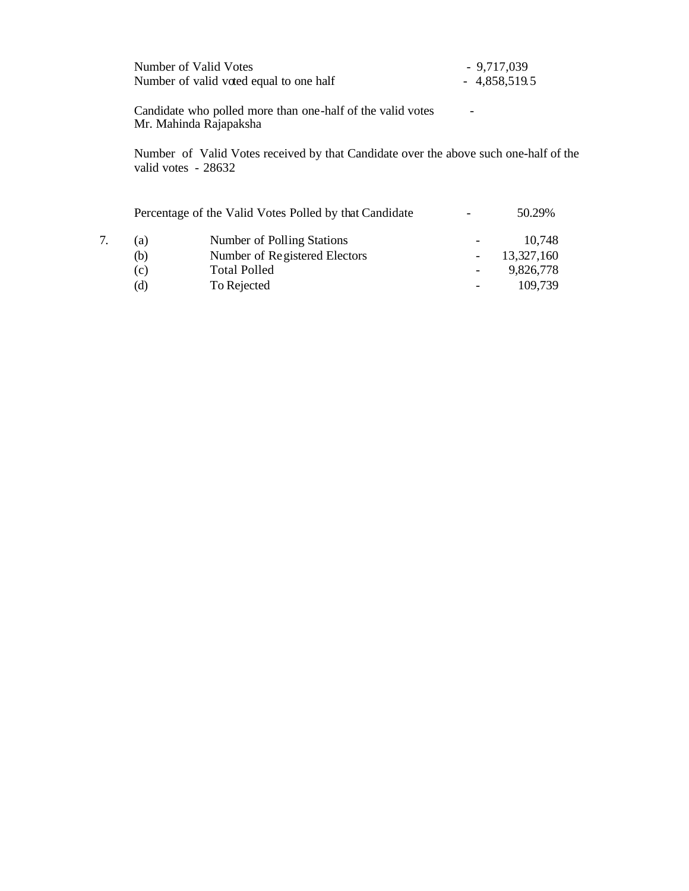Number of Valid Votes - 9,717,039
Number of valid voted equal to one half - 4,858,519.5

Candidate who polled more than one-half of the valid votes - Mr. Mahinda Rajapaksha

Number of Valid Votes received by that Candidate over the above such one-half of the valid votes - 28632

Percentage of the Valid Votes Polled by that Candidate - 50.29%

| | | | | |
|---|---|---|---|---|
| 7. | (a) | Number of Polling Stations | - | 10,748 |
| | (b) | Number of Registered Electors | - | 13,327,160 |
| | (c) | Total Polled | - | 9,826,778 |
| | (d) | To Rejected | - | 109,739 |